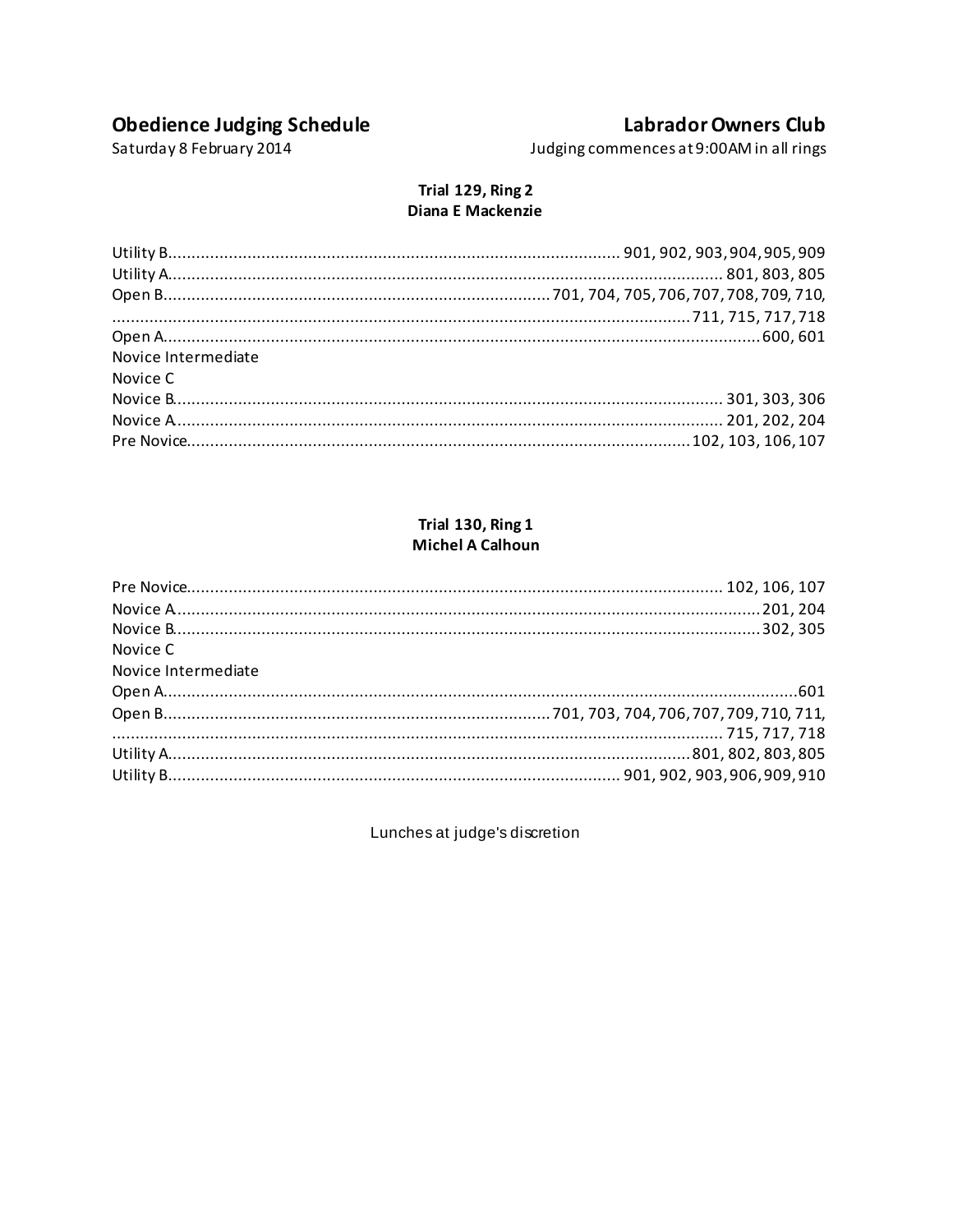**Obedience Judging Schedule**

Saturday 8 February 2014

**Labrador Owners Club**

Judging commences at 9:00AM in all rings

### Trial 129, Ring 2
**Diana E Mackenzie**

Utility B................................................ 901, 902, 903, 904, 905, 909
Utility A................................................ 801, 803, 805
Open B................................................ 701, 704, 705, 706, 707, 708, 709, 710,
................................................ 711, 715, 717, 718
Open A................................................ 600, 601
Novice Intermediate
Novice C
Novice B................................................ 301, 303, 306
Novice A................................................ 201, 202, 204
Pre Novice................................................ 102, 103, 106, 107

### Trial 130, Ring 1
**Michel A Calhoun**

Pre Novice................................................ 102, 106, 107
Novice A................................................ 201, 204
Novice B................................................ 302, 305
Novice C
Novice Intermediate
Open A................................................ 601
Open B................................................ 701, 703, 704, 706, 707, 709, 710, 711,
................................................ 715, 717, 718
Utility A................................................ 801, 802, 803, 805
Utility B................................................ 901, 902, 903, 906, 909, 910

Lunches at judge's discretion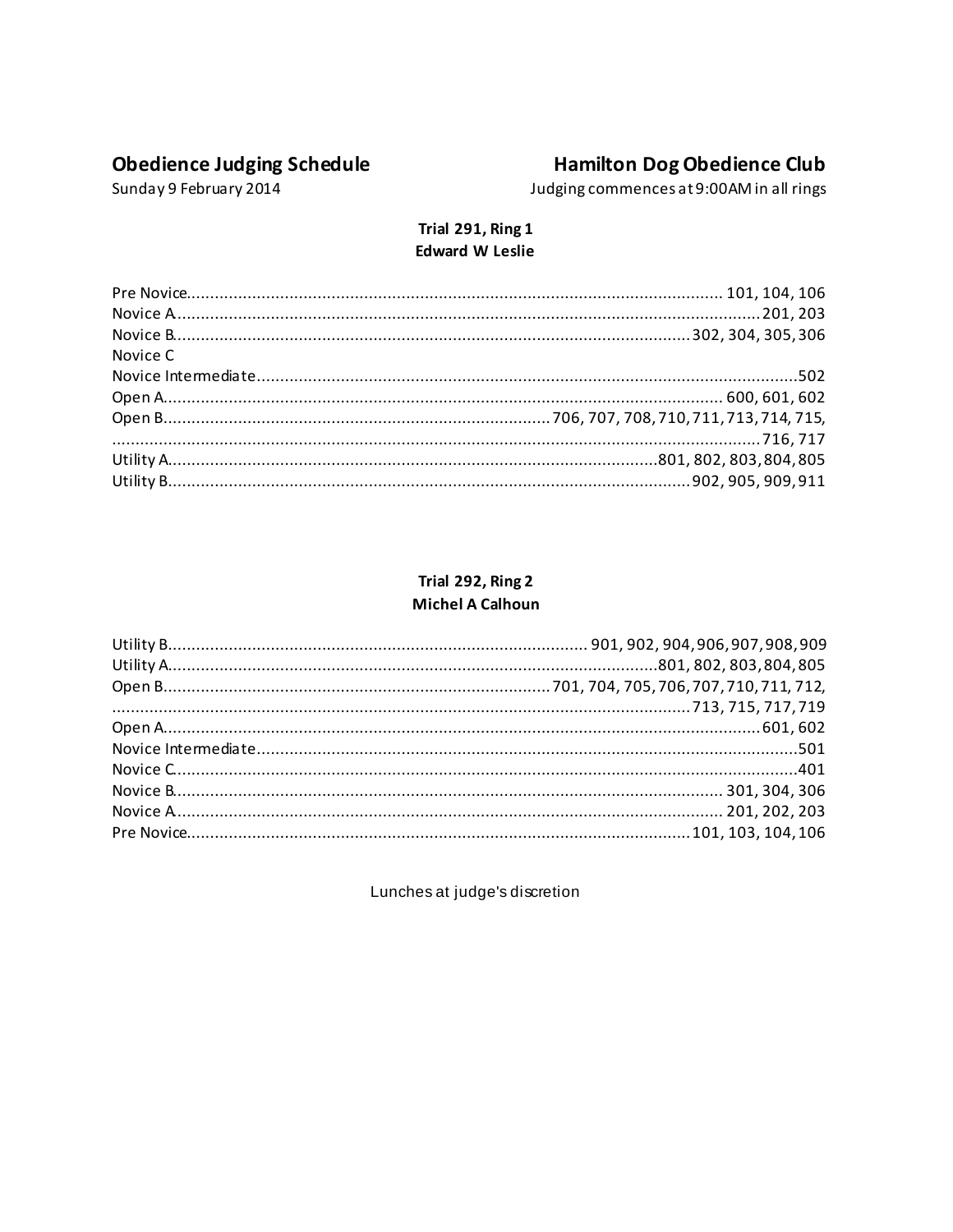**Obedience Judging Schedule**
Sunday 9 February 2014

**Hamilton Dog Obedience Club**
Judging commences at 9:00AM in all rings

### Trial 291, Ring 1
**Edward W Leslie**

| | |
|---|---|
| Pre Novice | 101, 104, 106 |
| Novice A | 201, 203 |
| Novice B | 302, 304, 305, 306 |
| Novice C | |
| Novice Intermediate | 502 |
| Open A | 600, 601, 602 |
| Open B | 706, 707, 708, 710, 711, 713, 714, 715, 716, 717 |
| Utility A | 801, 802, 803, 804, 805 |
| Utility B | 902, 905, 909, 911 |

### Trial 292, Ring 2
**Michel A Calhoun**

| | |
|---|---|
| Utility B | 901, 902, 904, 906, 907, 908, 909 |
| Utility A | 801, 802, 803, 804, 805 |
| Open B | 701, 704, 705, 706, 707, 710, 711, 712, 713, 715, 717, 719 |
| Open A | 601, 602 |
| Novice Intermediate | 501 |
| Novice C | 401 |
| Novice B | 301, 304, 306 |
| Novice A | 201, 202, 203 |
| Pre Novice | 101, 103, 104, 106 |

Lunches at judge's discretion